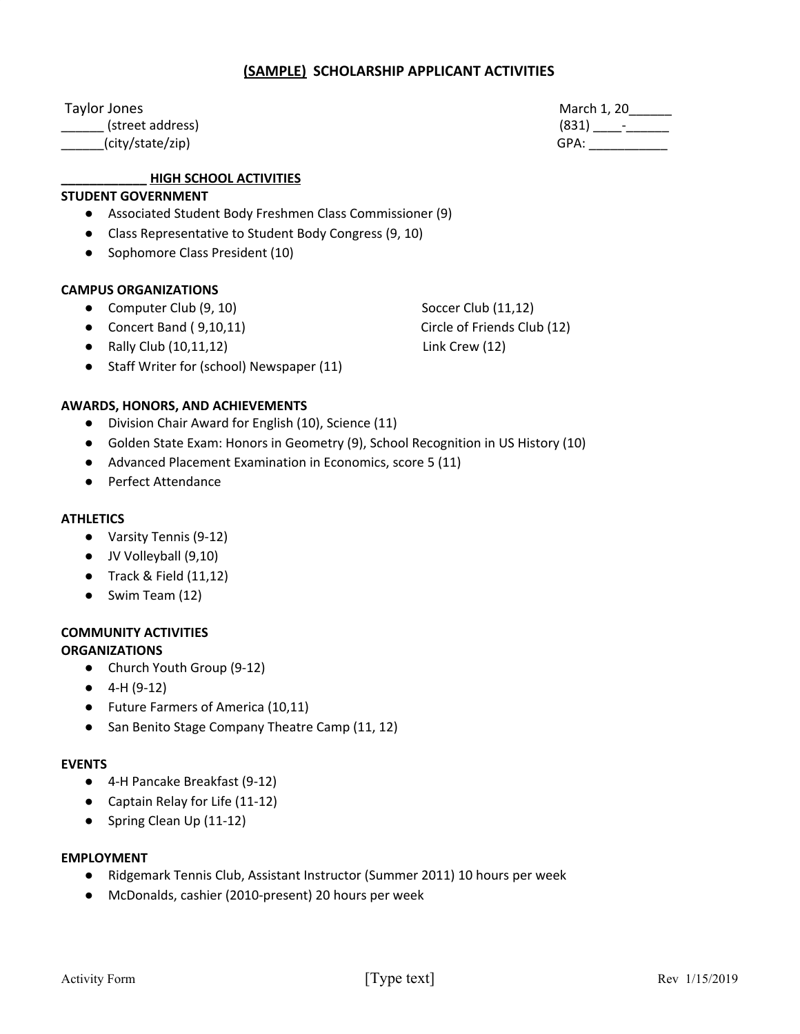## (SAMPLE) SCHOLARSHIP APPLICANT ACTIVITIES

Taylor Jones
______ (street address)
______(city/state/zip)

March 1, 20______
(831) ____-______
GPA: ___________

### ____________ HIGH SCHOOL ACTIVITIES

**STUDENT GOVERNMENT**

- Associated Student Body Freshmen Class Commissioner (9)
- Class Representative to Student Body Congress (9, 10)
- Sophomore Class President (10)

**CAMPUS ORGANIZATIONS**

- Computer Club (9, 10)
- Concert Band ( 9,10,11)
- Rally Club (10,11,12)
- Staff Writer for (school) Newspaper (11)
- Soccer Club (11,12)
- Circle of Friends Club (12)
- Link Crew (12)

**AWARDS, HONORS, AND ACHIEVEMENTS**

- Division Chair Award for English (10), Science (11)
- Golden State Exam: Honors in Geometry (9), School Recognition in US History (10)
- Advanced Placement Examination in Economics, score 5 (11)
- Perfect Attendance

**ATHLETICS**

- Varsity Tennis (9-12)
- JV Volleyball (9,10)
- Track & Field (11,12)
- Swim Team (12)

**COMMUNITY ACTIVITIES**

**ORGANIZATIONS**

- Church Youth Group (9-12)
- 4-H (9-12)
- Future Farmers of America (10,11)
- San Benito Stage Company Theatre Camp (11, 12)

**EVENTS**

- 4-H Pancake Breakfast (9-12)
- Captain Relay for Life (11-12)
- Spring Clean Up (11-12)

**EMPLOYMENT**

- Ridgemark Tennis Club, Assistant Instructor (Summer 2011) 10 hours per week
- McDonalds, cashier (2010-present) 20 hours per week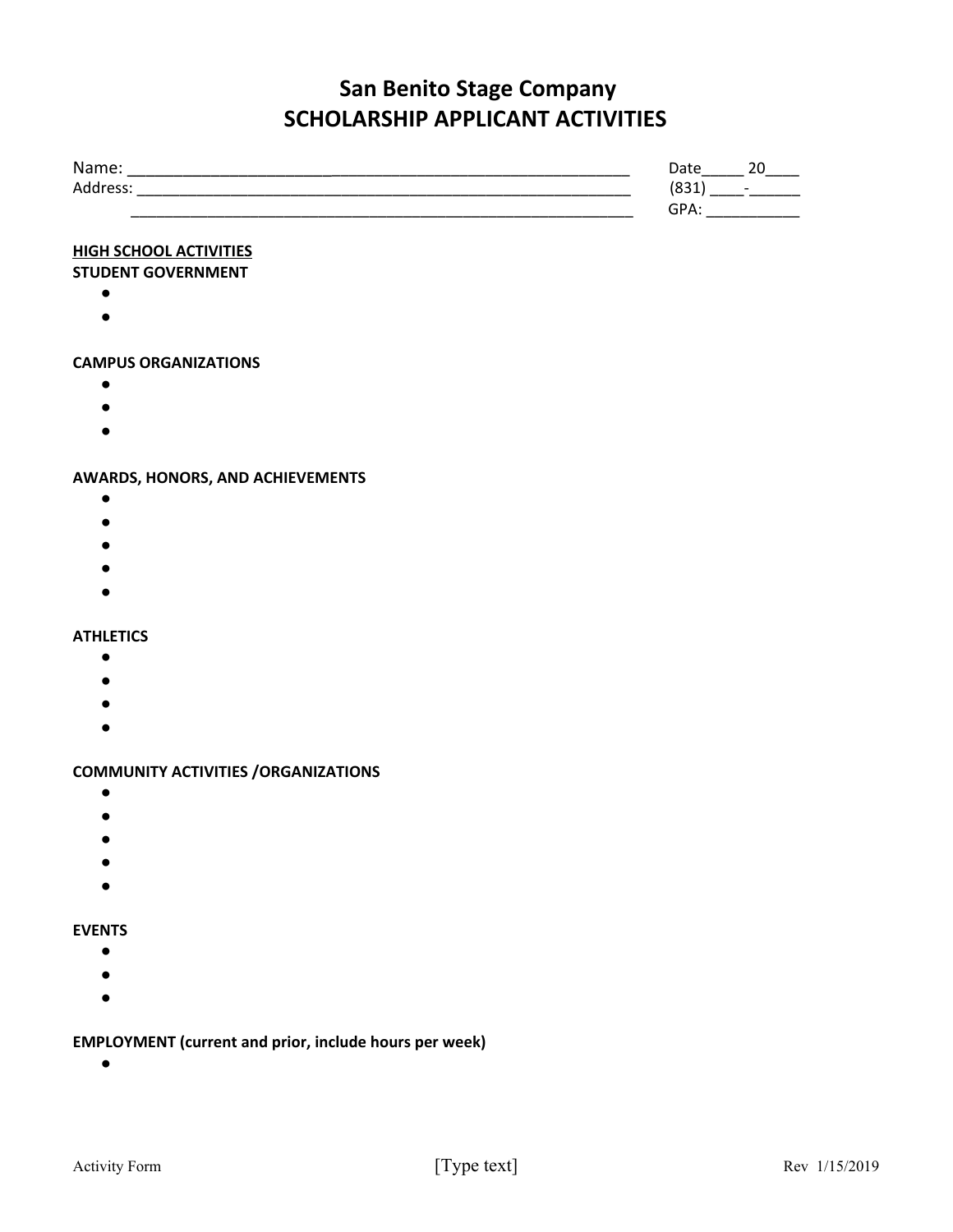# San Benito Stage Company
# SCHOLARSHIP APPLICANT ACTIVITIES

Name: ___________________________________________________________ Date_____ 20____

Address: ________________________________________________________ (831) ____-______

________________________________________________________ GPA: ___________

**HIGH SCHOOL ACTIVITIES**

**STUDENT GOVERNMENT**

- 
- 

**CAMPUS ORGANIZATIONS**

- 
- 
- 

**AWARDS, HONORS, AND ACHIEVEMENTS**

- 
- 
- 
- 
- 

**ATHLETICS**

- 
- 
- 
- 

**COMMUNITY ACTIVITIES /ORGANIZATIONS**

- 
- 
- 
- 
- 

**EVENTS**

- 
- 
- 

**EMPLOYMENT (current and prior, include hours per week)**

- 

Activity Form [Type text] Rev 1/15/2019